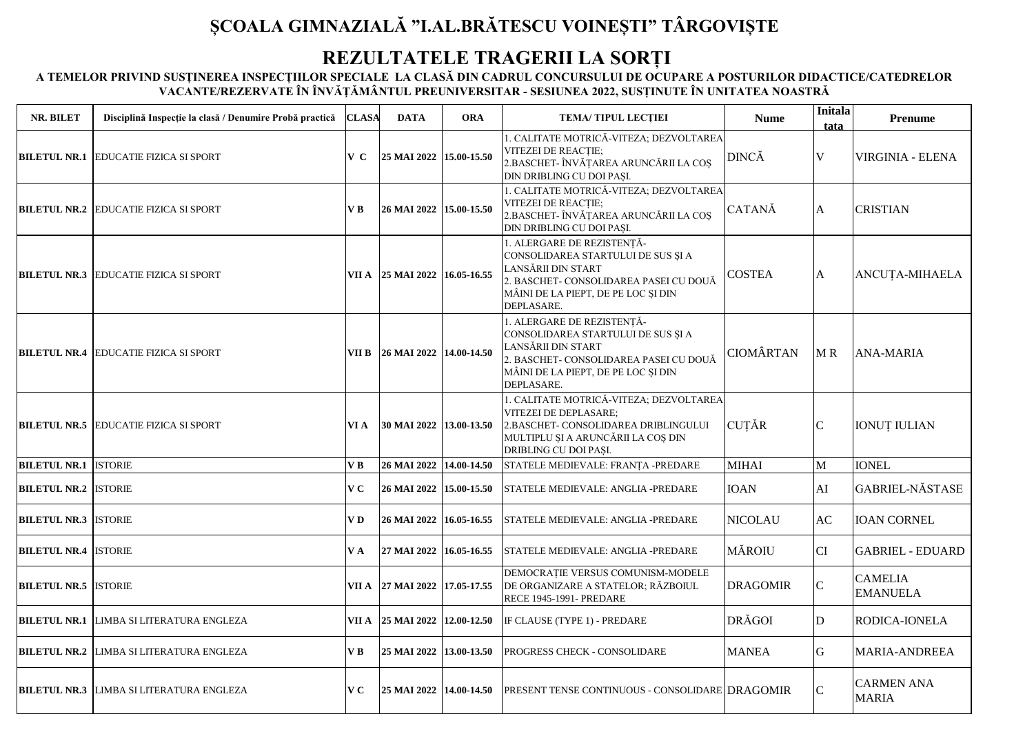# ȘCOALA GIMNAZIALĂ ”I.AL.BRĂTESCU VOINEȘTI” TÂRGOVIȘTE

## REZULTATELE TRAGERII LA SORȚI

### A TEMELOR PRIVIND SUSȚINEREA INSPECȚIILOR SPECIALE LA CLASĂ DIN CADRUL CONCURSULUI DE OCUPARE A POSTURILOR DIDACTICE/CATEDRELOR VACANTE/REZERVATE ÎN ÎNVĂȚĂMÂNTUL PREUNIVERSITAR - SESIUNEA 2022, SUSȚINUTE ÎN UNITATEA NOASTRĂ

| NR. BILET | Disciplină Inspecție la clasă / Denumire Probă practică | CLASA | DATA | ORA | TEMA/ TIPUL LECȚIEI | Nume | Initala tata | Prenume |
|---|---|---|---|---|---|---|---|---|
| BILETUL NR.1 | EDUCATIE FIZICA SI SPORT | V C | 25 MAI 2022 | 15.00-15.50 | 1. CALITATE MOTRICĂ-VITEZA; DEZVOLTAREA VITEZEI DE REACȚIE; 2.BASCHET- ÎNVĂȚAREA ARUNCĂRII LA COȘ DIN DRIBLING CU DOI PAȘI. | DINCĂ | V | VIRGINIA - ELENA |
| BILETUL NR.2 | EDUCATIE FIZICA SI SPORT | V B | 26 MAI 2022 | 15.00-15.50 | 1. CALITATE MOTRICĂ-VITEZA; DEZVOLTAREA VITEZEI DE REACȚIE; 2.BASCHET- ÎNVĂȚAREA ARUNCĂRII LA COȘ DIN DRIBLING CU DOI PAȘI. | CATANĂ | A | CRISTIAN |
| BILETUL NR.3 | EDUCATIE FIZICA SI SPORT | VII A | 25 MAI 2022 | 16.05-16.55 | 1. ALERGARE DE REZISTENȚĂ- CONSOLIDAREA STARTULUI DE SUS ȘI A LANSĂRII DIN START 2. BASCHET- CONSOLIDAREA PASEI CU DOUĂ MÂINI DE LA PIEPT, DE PE LOC ȘI DIN DEPLASARE. | COSTEA | A | ANCUȚA-MIHAELA |
| BILETUL NR.4 | EDUCATIE FIZICA SI SPORT | VII B | 26 MAI 2022 | 14.00-14.50 | 1. ALERGARE DE REZISTENȚĂ- CONSOLIDAREA STARTULUI DE SUS ȘI A LANSĂRII DIN START 2. BASCHET- CONSOLIDAREA PASEI CU DOUĂ MÂINI DE LA PIEPT, DE PE LOC ȘI DIN DEPLASARE. | CIOMÂRTAN | M R | ANA-MARIA |
| BILETUL NR.5 | EDUCATIE FIZICA SI SPORT | VI A | 30 MAI 2022 | 13.00-13.50 | 1. CALITATE MOTRICĂ-VITEZA; DEZVOLTAREA VITEZEI DE DEPLASARE; 2.BASCHET- CONSOLIDAREA DRIBLINGULUI MULTIPLU ȘI A ARUNCĂRII LA COȘ DIN DRIBLING CU DOI PAȘI. | CUȚĂR | C | IONUȚ IULIAN |
| BILETUL NR.1 | ISTORIE | V B | 26 MAI 2022 | 14.00-14.50 | STATELE MEDIEVALE: FRANȚA -PREDARE | MIHAI | M | IONEL |
| BILETUL NR.2 | ISTORIE | V C | 26 MAI 2022 | 15.00-15.50 | STATELE MEDIEVALE: ANGLIA -PREDARE | IOAN | AI | GABRIEL-NĂSTASE |
| BILETUL NR.3 | ISTORIE | V D | 26 MAI 2022 | 16.05-16.55 | STATELE MEDIEVALE: ANGLIA -PREDARE | NICOLAU | AC | IOAN CORNEL |
| BILETUL NR.4 | ISTORIE | V A | 27 MAI 2022 | 16.05-16.55 | STATELE MEDIEVALE: ANGLIA -PREDARE | MĂROIU | CI | GABRIEL - EDUARD |
| BILETUL NR.5 | ISTORIE | VII A | 27 MAI 2022 | 17.05-17.55 | DEMOCRAȚIE VERSUS COMUNISM-MODELE DE ORGANIZARE A STATELOR; RĂZBOIUL RECE 1945-1991- PREDARE | DRAGOMIR | C | CAMELIA EMANUELA |
| BILETUL NR.1 | LIMBA SI LITERATURA ENGLEZA | VII A | 25 MAI 2022 | 12.00-12.50 | IF CLAUSE (TYPE 1) - PREDARE | DRĂGOI | D | RODICA-IONELA |
| BILETUL NR.2 | LIMBA SI LITERATURA ENGLEZA | V B | 25 MAI 2022 | 13.00-13.50 | PROGRESS CHECK - CONSOLIDARE | MANEA | G | MARIA-ANDREEA |
| BILETUL NR.3 | LIMBA SI LITERATURA ENGLEZA | V C | 25 MAI 2022 | 14.00-14.50 | PRESENT TENSE CONTINUOUS - CONSOLIDARE | DRAGOMIR | C | CARMEN ANA MARIA |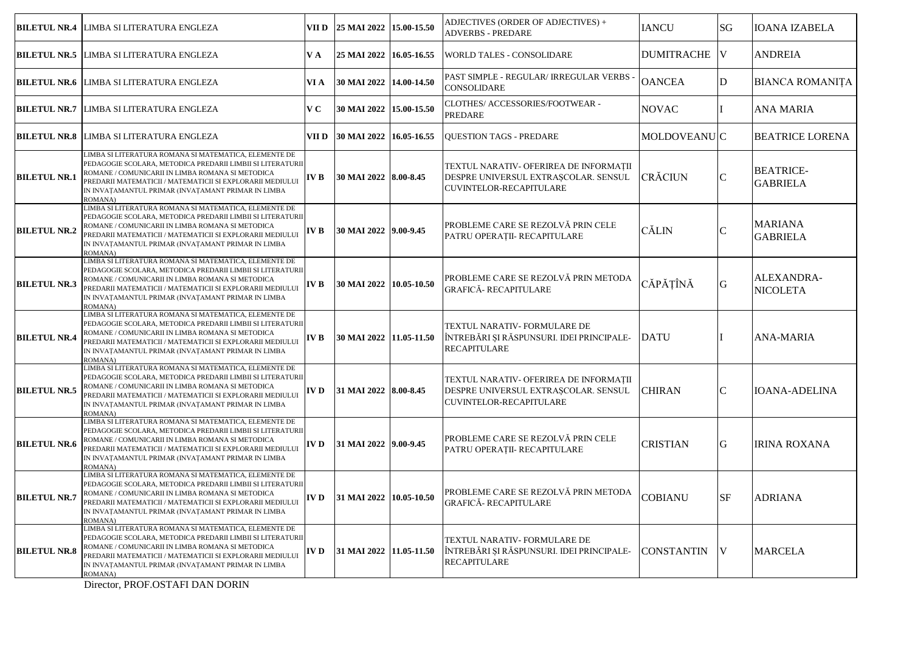| | | | | | | | | |
|---|---|---|---|---|---|---|---|---|
| BILETUL NR.4 | LIMBA SI LITERATURA ENGLEZA | VII D | 25 MAI 2022 | 15.00-15.50 | ADJECTIVES (ORDER OF ADJECTIVES) + ADVERBS - PREDARE | IANCU | SG | IOANA IZABELA |
| BILETUL NR.5 | LIMBA SI LITERATURA ENGLEZA | V A | 25 MAI 2022 | 16.05-16.55 | WORLD TALES - CONSOLIDARE | DUMITRACHE | V | ANDREIA |
| BILETUL NR.6 | LIMBA SI LITERATURA ENGLEZA | VI A | 30 MAI 2022 | 14.00-14.50 | PAST SIMPLE - REGULAR/ IRREGULAR VERBS - CONSOLIDARE | OANCEA | D | BIANCA ROMANIȚA |
| BILETUL NR.7 | LIMBA SI LITERATURA ENGLEZA | V C | 30 MAI 2022 | 15.00-15.50 | CLOTHES/ ACCESSORIES/FOOTWEAR - PREDARE | NOVAC | I | ANA MARIA |
| BILETUL NR.8 | LIMBA SI LITERATURA ENGLEZA | VII D | 30 MAI 2022 | 16.05-16.55 | QUESTION TAGS - PREDARE | MOLDOVEANU | C | BEATRICE LORENA |
| BILETUL NR.1 | LIMBA SI LITERATURA ROMANA SI MATEMATICA, ELEMENTE DE PEDAGOGIE SCOLARA, METODICA PREDARII LIMBII SI LITERATURII ROMANE / COMUNICARII IN LIMBA ROMANA SI METODICA PREDARII MATEMATICII / MATEMATICII SI EXPLORARII MEDIULUI IN INVAȚAMANTUL PRIMAR (INVAȚAMANT PRIMAR IN LIMBA ROMANA) | IV B | 30 MAI 2022 | 8.00-8.45 | TEXTUL NARATIV- OFERIREA DE INFORMAȚII DESPRE UNIVERSUL EXTRAȘCOLAR. SENSUL CUVINTELOR-RECAPITULARE | CRĂCIUN | C | BEATRICE-GABRIELA |
| BILETUL NR.2 | LIMBA SI LITERATURA ROMANA SI MATEMATICA, ELEMENTE DE PEDAGOGIE SCOLARA, METODICA PREDARII LIMBII SI LITERATURII ROMANE / COMUNICARII IN LIMBA ROMANA SI METODICA PREDARII MATEMATICII / MATEMATICII SI EXPLORARII MEDIULUI IN INVAȚAMANTUL PRIMAR (INVAȚAMANT PRIMAR IN LIMBA ROMANA) | IV B | 30 MAI 2022 | 9.00-9.45 | PROBLEME CARE SE REZOLVĂ PRIN CELE PATRU OPERAȚII- RECAPITULARE | CĂLIN | C | MARIANA GABRIELA |
| BILETUL NR.3 | LIMBA SI LITERATURA ROMANA SI MATEMATICA, ELEMENTE DE PEDAGOGIE SCOLARA, METODICA PREDARII LIMBII SI LITERATURII ROMANE / COMUNICARII IN LIMBA ROMANA SI METODICA PREDARII MATEMATICII / MATEMATICII SI EXPLORARII MEDIULUI IN INVAȚAMANTUL PRIMAR (INVAȚAMANT PRIMAR IN LIMBA ROMANA) | IV B | 30 MAI 2022 | 10.05-10.50 | PROBLEME CARE SE REZOLVĂ PRIN METODA GRAFICĂ- RECAPITULARE | CĂPĂȚÎNĂ | G | ALEXANDRA-NICOLETA |
| BILETUL NR.4 | LIMBA SI LITERATURA ROMANA SI MATEMATICA, ELEMENTE DE PEDAGOGIE SCOLARA, METODICA PREDARII LIMBII SI LITERATURII ROMANE / COMUNICARII IN LIMBA ROMANA SI METODICA PREDARII MATEMATICII / MATEMATICII SI EXPLORARII MEDIULUI IN INVAȚAMANTUL PRIMAR (INVAȚAMANT PRIMAR IN LIMBA ROMANA) | IV B | 30 MAI 2022 | 11.05-11.50 | TEXTUL NARATIV- FORMULARE DE ÎNTREBĂRI ȘI RĂSPUNSURI. IDEI PRINCIPALE-RECAPITULARE | DATU | I | ANA-MARIA |
| BILETUL NR.5 | LIMBA SI LITERATURA ROMANA SI MATEMATICA, ELEMENTE DE PEDAGOGIE SCOLARA, METODICA PREDARII LIMBII SI LITERATURII ROMANE / COMUNICARII IN LIMBA ROMANA SI METODICA PREDARII MATEMATICII / MATEMATICII SI EXPLORARII MEDIULUI IN INVAȚAMANTUL PRIMAR (INVAȚAMANT PRIMAR IN LIMBA ROMANA) | IV D | 31 MAI 2022 | 8.00-8.45 | TEXTUL NARATIV- OFERIREA DE INFORMAȚII DESPRE UNIVERSUL EXTRAȘCOLAR. SENSUL CUVINTELOR-RECAPITULARE | CHIRAN | C | IOANA-ADELINA |
| BILETUL NR.6 | LIMBA SI LITERATURA ROMANA SI MATEMATICA, ELEMENTE DE PEDAGOGIE SCOLARA, METODICA PREDARII LIMBII SI LITERATURII ROMANE / COMUNICARII IN LIMBA ROMANA SI METODICA PREDARII MATEMATICII / MATEMATICII SI EXPLORARII MEDIULUI IN INVAȚAMANTUL PRIMAR (INVAȚAMANT PRIMAR IN LIMBA ROMANA) | IV D | 31 MAI 2022 | 9.00-9.45 | PROBLEME CARE SE REZOLVĂ PRIN CELE PATRU OPERAȚII- RECAPITULARE | CRISTIAN | G | IRINA ROXANA |
| BILETUL NR.7 | LIMBA SI LITERATURA ROMANA SI MATEMATICA, ELEMENTE DE PEDAGOGIE SCOLARA, METODICA PREDARII LIMBII SI LITERATURII ROMANE / COMUNICARII IN LIMBA ROMANA SI METODICA PREDARII MATEMATICII / MATEMATICII SI EXPLORARII MEDIULUI IN INVAȚAMANTUL PRIMAR (INVAȚAMANT PRIMAR IN LIMBA ROMANA) | IV D | 31 MAI 2022 | 10.05-10.50 | PROBLEME CARE SE REZOLVĂ PRIN METODA GRAFICĂ- RECAPITULARE | COBIANU | SF | ADRIANA |
| BILETUL NR.8 | LIMBA SI LITERATURA ROMANA SI MATEMATICA, ELEMENTE DE PEDAGOGIE SCOLARA, METODICA PREDARII LIMBII SI LITERATURII ROMANE / COMUNICARII IN LIMBA ROMANA SI METODICA PREDARII MATEMATICII / MATEMATICII SI EXPLORARII MEDIULUI IN INVAȚAMANTUL PRIMAR (INVAȚAMANT PRIMAR IN LIMBA ROMANA) | IV D | 31 MAI 2022 | 11.05-11.50 | TEXTUL NARATIV- FORMULARE DE ÎNTREBĂRI ȘI RĂSPUNSURI. IDEI PRINCIPALE-RECAPITULARE | CONSTANTIN | V | MARCELA |

Director, PROF.OSTAFI DAN DORIN